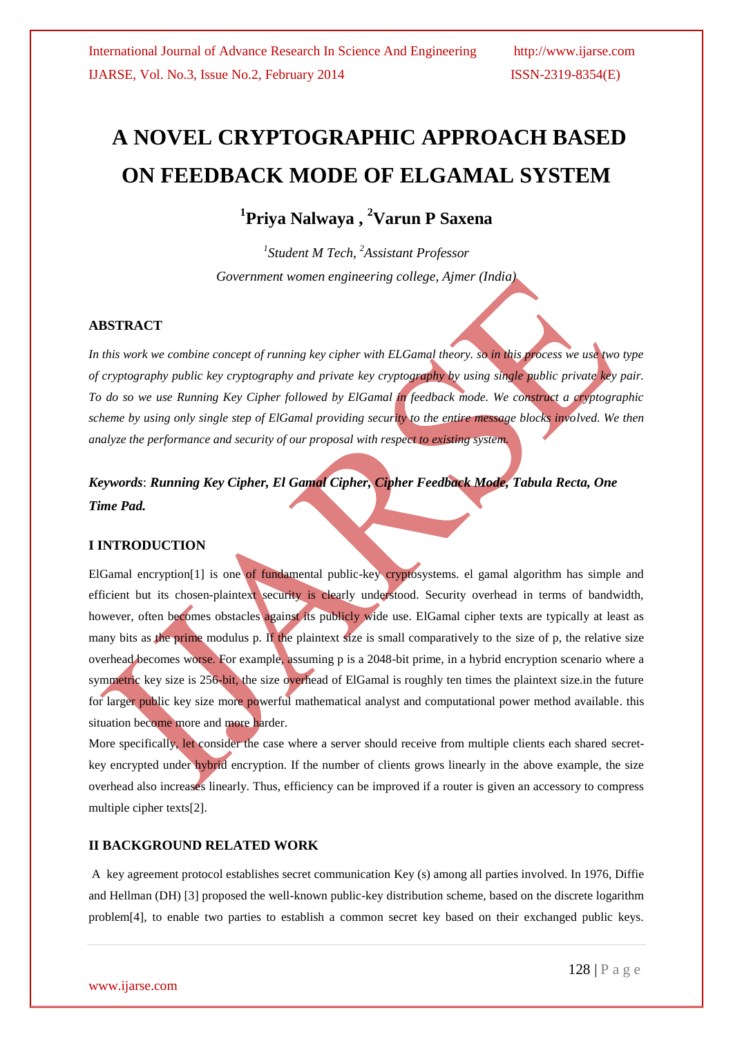# A NOVEL CRYPTOGRAPHIC APPROACH BASED ON FEEDBACK MODE OF ELGAMAL SYSTEM

## [1]Priya Nalwaya , [2]Varun P Saxena

*[1]Student M Tech, [2]Assistant Professor*

*Government women engineering college, Ajmer (India)*

### ABSTRACT

*In this work we combine concept of running key cipher with ELGamal theory. so in this process we use two type of cryptography public key cryptography and private key cryptography by using single public private key pair. To do so we use Running Key Cipher followed by ElGamal in feedback mode. We construct a cryptographic scheme by using only single step of ElGamal providing security to the entire message blocks involved. We then analyze the performance and security of our proposal with respect to existing system.*

***Keywords*: Running Key Cipher, El Gamal Cipher, Cipher Feedback Mode, Tabula Recta, One Time Pad.**

### I INTRODUCTION

ElGamal encryption[1] is one of fundamental public-key cryptosystems. el gamal algorithm has simple and efficient but its chosen-plaintext security is clearly understood. Security overhead in terms of bandwidth, however, often becomes obstacles against its publicly wide use. ElGamal cipher texts are typically at least as many bits as the prime modulus p. If the plaintext size is small comparatively to the size of p, the relative size overhead becomes worse. For example, assuming p is a 2048-bit prime, in a hybrid encryption scenario where a symmetric key size is 256-bit, the size overhead of ElGamal is roughly ten times the plaintext size.in the future for larger public key size more powerful mathematical analyst and computational power method available. this situation become more and more harder.

More specifically, let consider the case where a server should receive from multiple clients each shared secret-key encrypted under hybrid encryption. If the number of clients grows linearly in the above example, the size overhead also increases linearly. Thus, efficiency can be improved if a router is given an accessory to compress multiple cipher texts[2].

### II BACKGROUND RELATED WORK

A key agreement protocol establishes secret communication Key (s) among all parties involved. In 1976, Diffie and Hellman (DH) [3] proposed the well-known public-key distribution scheme, based on the discrete logarithm problem[4], to enable two parties to establish a common secret key based on their exchanged public keys.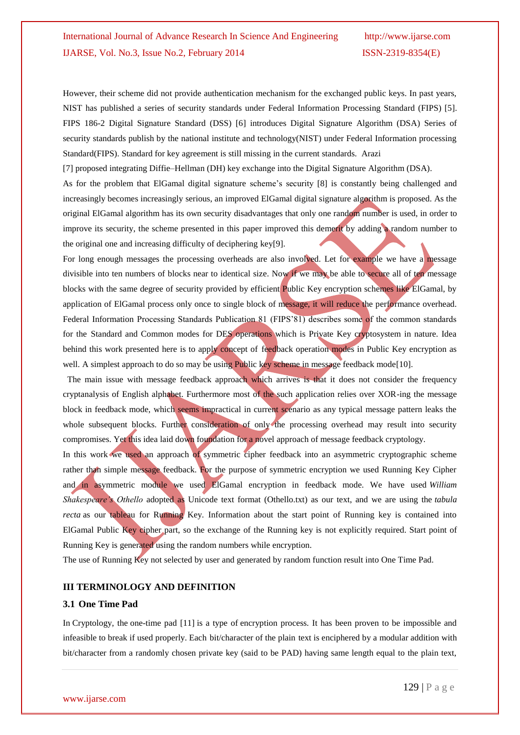However, their scheme did not provide authentication mechanism for the exchanged public keys. In past years, NIST has published a series of security standards under Federal Information Processing Standard (FIPS) [5]. FIPS 186-2 Digital Signature Standard (DSS) [6] introduces Digital Signature Algorithm (DSA) Series of security standards publish by the national institute and technology(NIST) under Federal Information processing Standard(FIPS). Standard for key agreement is still missing in the current standards. Arazi [7] proposed integrating Diffie–Hellman (DH) key exchange into the Digital Signature Algorithm (DSA).

As for the problem that ElGamal digital signature scheme's security [8] is constantly being challenged and increasingly becomes increasingly serious, an improved ElGamal digital signature algorithm is proposed. As the original ElGamal algorithm has its own security disadvantages that only one random number is used, in order to improve its security, the scheme presented in this paper improved this demerit by adding a random number to the original one and increasing difficulty of deciphering key[9].

For long enough messages the processing overheads are also involved. Let for example we have a message divisible into ten numbers of blocks near to identical size. Now if we may be able to secure all of ten message blocks with the same degree of security provided by efficient Public Key encryption schemes like ElGamal, by application of ElGamal process only once to single block of message, it will reduce the performance overhead. Federal Information Processing Standards Publication 81 (FIPS'81) describes some of the common standards for the Standard and Common modes for DES operations which is Private Key cryptosystem in nature. Idea behind this work presented here is to apply concept of feedback operation modes in Public Key encryption as well. A simplest approach to do so may be using Public key scheme in message feedback mode[10].

The main issue with message feedback approach which arrives is that it does not consider the frequency cryptanalysis of English alphabet. Furthermore most of the such application relies over XOR-ing the message block in feedback mode, which seems impractical in current scenario as any typical message pattern leaks the whole subsequent blocks. Further consideration of only the processing overhead may result into security compromises. Yet this idea laid down foundation for a novel approach of message feedback cryptology.

In this work we used an approach of symmetric cipher feedback into an asymmetric cryptographic scheme rather than simple message feedback. For the purpose of symmetric encryption we used Running Key Cipher and in asymmetric module we used ElGamal encryption in feedback mode. We have used *William Shakespeare's Othello* adopted as Unicode text format (Othello.txt) as our text, and we are using the *tabula recta* as our tableau for Running Key. Information about the start point of Running key is contained into ElGamal Public Key cipher part, so the exchange of the Running key is not explicitly required. Start point of Running Key is generated using the random numbers while encryption.

The use of Running Key not selected by user and generated by random function result into One Time Pad.

## III TERMINOLOGY AND DEFINITION

### 3.1 One Time Pad

In Cryptology, the one-time pad [11] is a type of encryption process. It has been proven to be impossible and infeasible to break if used properly. Each bit/character of the plain text is enciphered by a modular addition with bit/character from a randomly chosen private key (said to be PAD) having same length equal to the plain text,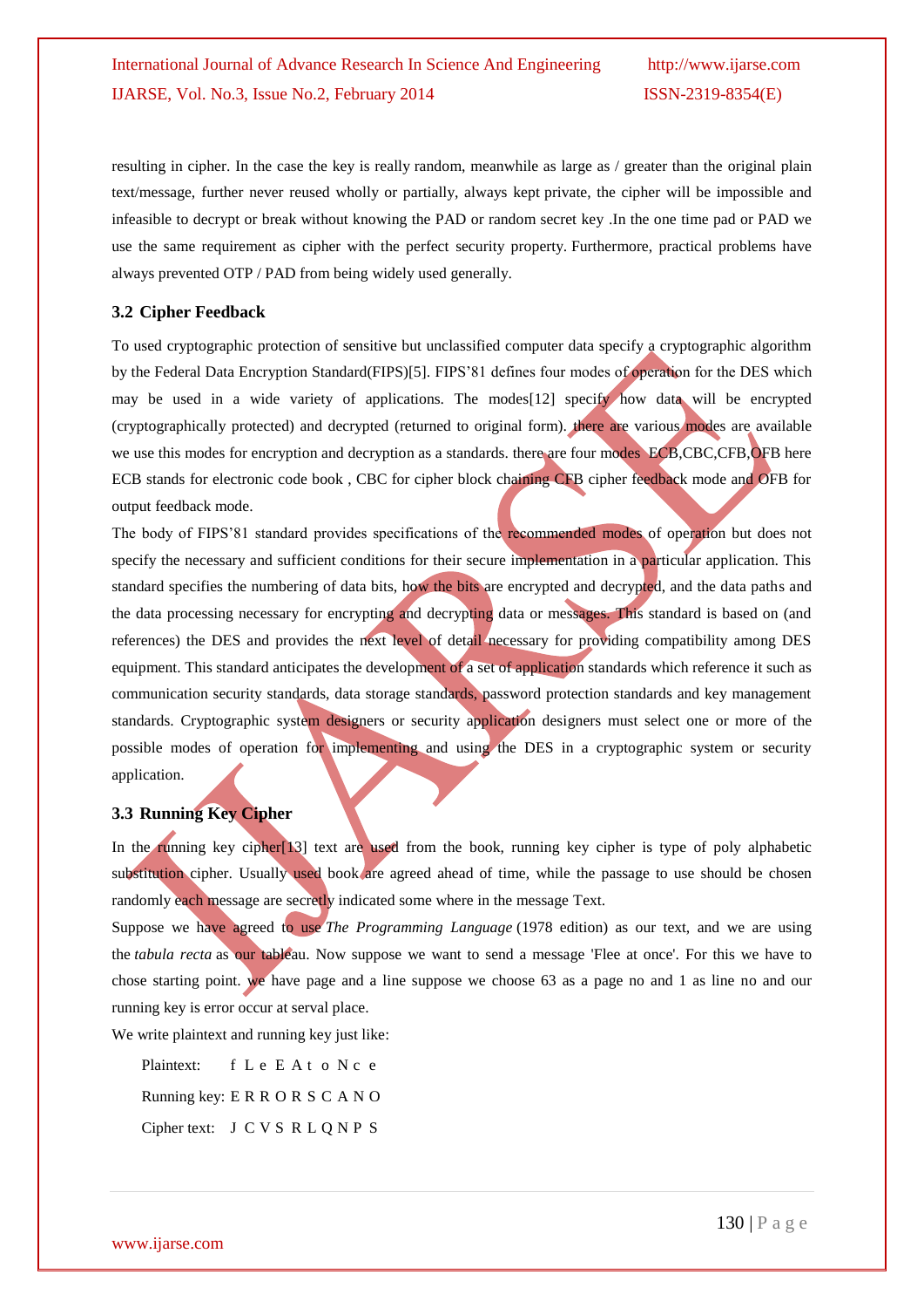resulting in cipher. In the case the key is really random, meanwhile as large as / greater than the original plain text/message, further never reused wholly or partially, always kept private, the cipher will be impossible and infeasible to decrypt or break without knowing the PAD or random secret key .In the one time pad or PAD we use the same requirement as cipher with the perfect security property. Furthermore, practical problems have always prevented OTP / PAD from being widely used generally.

### 3.2 Cipher Feedback

To used cryptographic protection of sensitive but unclassified computer data specify a cryptographic algorithm by the Federal Data Encryption Standard(FIPS)[5]. FIPS'81 defines four modes of operation for the DES which may be used in a wide variety of applications. The modes[12] specify how data will be encrypted (cryptographically protected) and decrypted (returned to original form). there are various modes are available we use this modes for encryption and decryption as a standards. there are four modes ECB,CBC,CFB,OFB here ECB stands for electronic code book , CBC for cipher block chaining CFB cipher feedback mode and OFB for output feedback mode.

The body of FIPS'81 standard provides specifications of the recommended modes of operation but does not specify the necessary and sufficient conditions for their secure implementation in a particular application. This standard specifies the numbering of data bits, how the bits are encrypted and decrypted, and the data paths and the data processing necessary for encrypting and decrypting data or messages. This standard is based on (and references) the DES and provides the next level of detail necessary for providing compatibility among DES equipment. This standard anticipates the development of a set of application standards which reference it such as communication security standards, data storage standards, password protection standards and key management standards. Cryptographic system designers or security application designers must select one or more of the possible modes of operation for implementing and using the DES in a cryptographic system or security application.

### 3.3 Running Key Cipher

In the running key cipher[13] text are used from the book, running key cipher is type of poly alphabetic substitution cipher. Usually used book are agreed ahead of time, while the passage to use should be chosen randomly each message are secretly indicated some where in the message Text.

Suppose we have agreed to use *The Programming Language* (1978 edition) as our text, and we are using the *tabula recta* as our tableau. Now suppose we want to send a message 'Flee at once'. For this we have to chose starting point. we have page and a line suppose we choose 63 as a page no and 1 as line no and our running key is error occur at serval place.

We write plaintext and running key just like:

Plaintext: f L e E A t o N c e

Running key: E R R O R S C A N O

Cipher text: J C V S R L Q N P S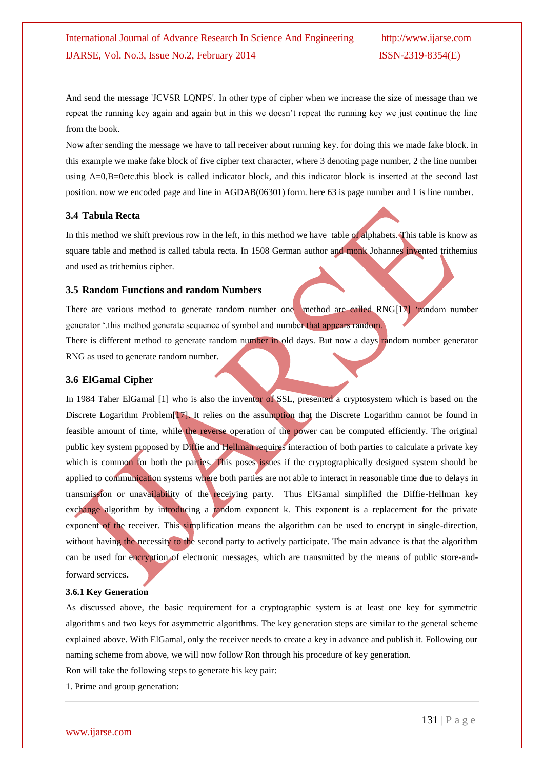And send the message 'JCVSR LQNPS'. In other type of cipher when we increase the size of message than we repeat the running key again and again but in this we doesn't repeat the running key we just continue the line from the book.

Now after sending the message we have to tall receiver about running key. for doing this we made fake block. in this example we make fake block of five cipher text character, where 3 denoting page number, 2 the line number using A=0,B=0etc.this block is called indicator block, and this indicator block is inserted at the second last position. now we encoded page and line in AGDAB(06301) form. here 63 is page number and 1 is line number.

### 3.4 Tabula Recta

In this method we shift previous row in the left, in this method we have table of alphabets. This table is know as square table and method is called tabula recta. In 1508 German author and monk Johannes invented trithemius and used as trithemius cipher.

### 3.5 Random Functions and random Numbers

There are various method to generate random number one method are called RNG[17] 'random number generator '.this method generate sequence of symbol and number that appears random.

There is different method to generate random number in old days. But now a days random number generator RNG as used to generate random number.

### 3.6 ElGamal Cipher

In 1984 Taher ElGamal [1] who is also the inventor of SSL, presented a cryptosystem which is based on the Discrete Logarithm Problem[17]. It relies on the assumption that the Discrete Logarithm cannot be found in feasible amount of time, while the reverse operation of the power can be computed efficiently. The original public key system proposed by Diffie and Hellman requires interaction of both parties to calculate a private key which is common for both the parties. This poses issues if the cryptographically designed system should be applied to communication systems where both parties are not able to interact in reasonable time due to delays in transmission or unavailability of the receiving party. Thus ElGamal simplified the Diffie-Hellman key exchange algorithm by introducing a random exponent k. This exponent is a replacement for the private exponent of the receiver. This simplification means the algorithm can be used to encrypt in single-direction, without having the necessity to the second party to actively participate. The main advance is that the algorithm can be used for encryption of electronic messages, which are transmitted by the means of public store-and-forward services.

#### 3.6.1 Key Generation

As discussed above, the basic requirement for a cryptographic system is at least one key for symmetric algorithms and two keys for asymmetric algorithms. The key generation steps are similar to the general scheme explained above. With ElGamal, only the receiver needs to create a key in advance and publish it. Following our naming scheme from above, we will now follow Ron through his procedure of key generation.

Ron will take the following steps to generate his key pair:

1. Prime and group generation: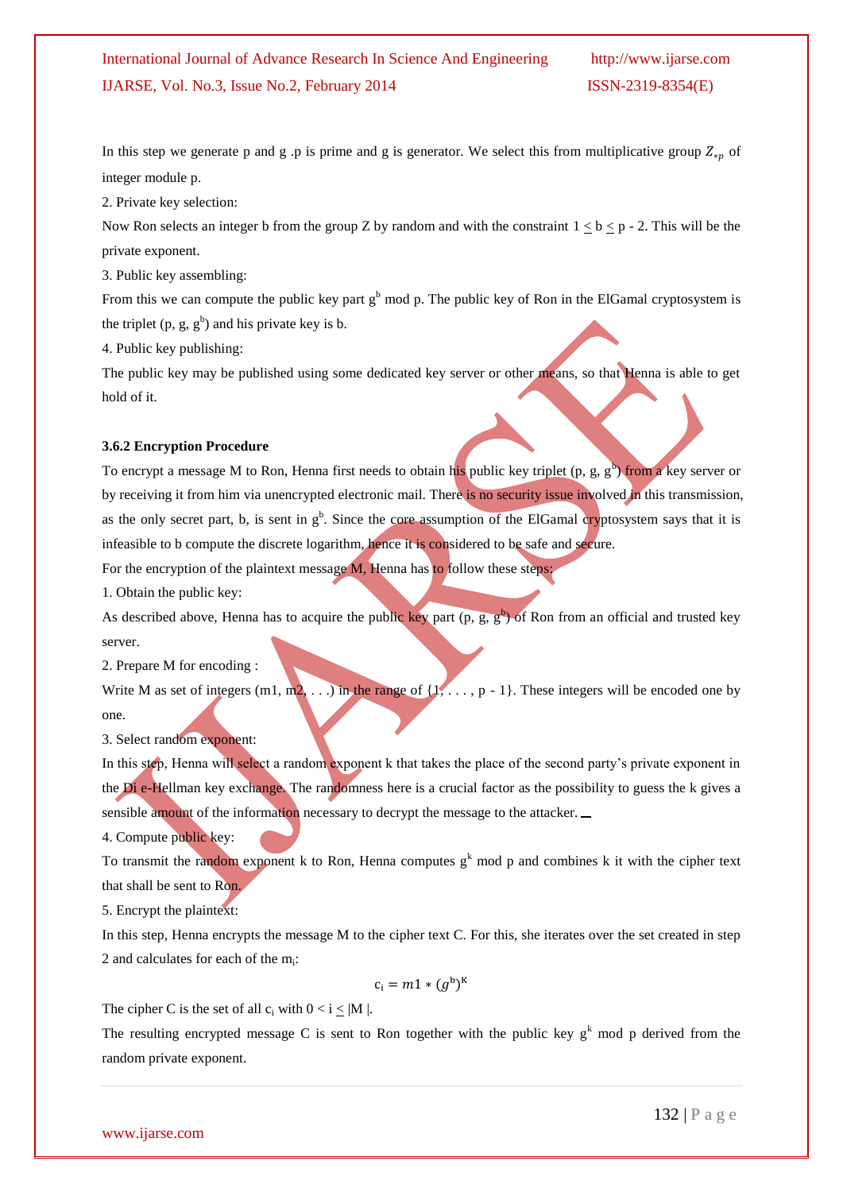In this step we generate p and g .p is prime and g is generator. We select this from multiplicative group $Z_{*p}$ of integer module p.

2. Private key selection:

Now Ron selects an integer b from the group Z by random and with the constraint $1 \leq b \leq p - 2$. This will be the private exponent.

3. Public key assembling:

From this we can compute the public key part $g^b$ mod p. The public key of Ron in the ElGamal cryptosystem is the triplet (p, g, $g^b$) and his private key is b.

4. Public key publishing:

The public key may be published using some dedicated key server or other means, so that Henna is able to get hold of it.

### 3.6.2 Encryption Procedure

To encrypt a message M to Ron, Henna first needs to obtain his public key triplet (p, g, $g^b$) from a key server or by receiving it from him via unencrypted electronic mail. There is no security issue involved in this transmission, as the only secret part, b, is sent in $g^b$. Since the core assumption of the ElGamal cryptosystem says that it is infeasible to b compute the discrete logarithm, hence it is considered to be safe and secure.

For the encryption of the plaintext message M, Henna has to follow these steps:

1. Obtain the public key:

As described above, Henna has to acquire the public key part (p, g, $g^b$) of Ron from an official and trusted key server.

2. Prepare M for encoding :

Write M as set of integers (m1, m2, . . .) in the range of {1, . . . , p - 1}. These integers will be encoded one by one.

3. Select random exponent:

In this step, Henna will select a random exponent k that takes the place of the second party's private exponent in the Di e-Hellman key exchange. The randomness here is a crucial factor as the possibility to guess the k gives a sensible amount of the information necessary to decrypt the message to the attacker.

4. Compute public key:

To transmit the random exponent k to Ron, Henna computes $g^k$ mod p and combines k it with the cipher text that shall be sent to Ron.

5. Encrypt the plaintext:

In this step, Henna encrypts the message M to the cipher text C. For this, she iterates over the set created in step 2 and calculates for each of the $m_i$:

$$c_i = m1 * (g^b)^K$$

The cipher C is the set of all $c_i$ with $0 < i \leq |M|$.

The resulting encrypted message C is sent to Ron together with the public key $g^k$ mod p derived from the random private exponent.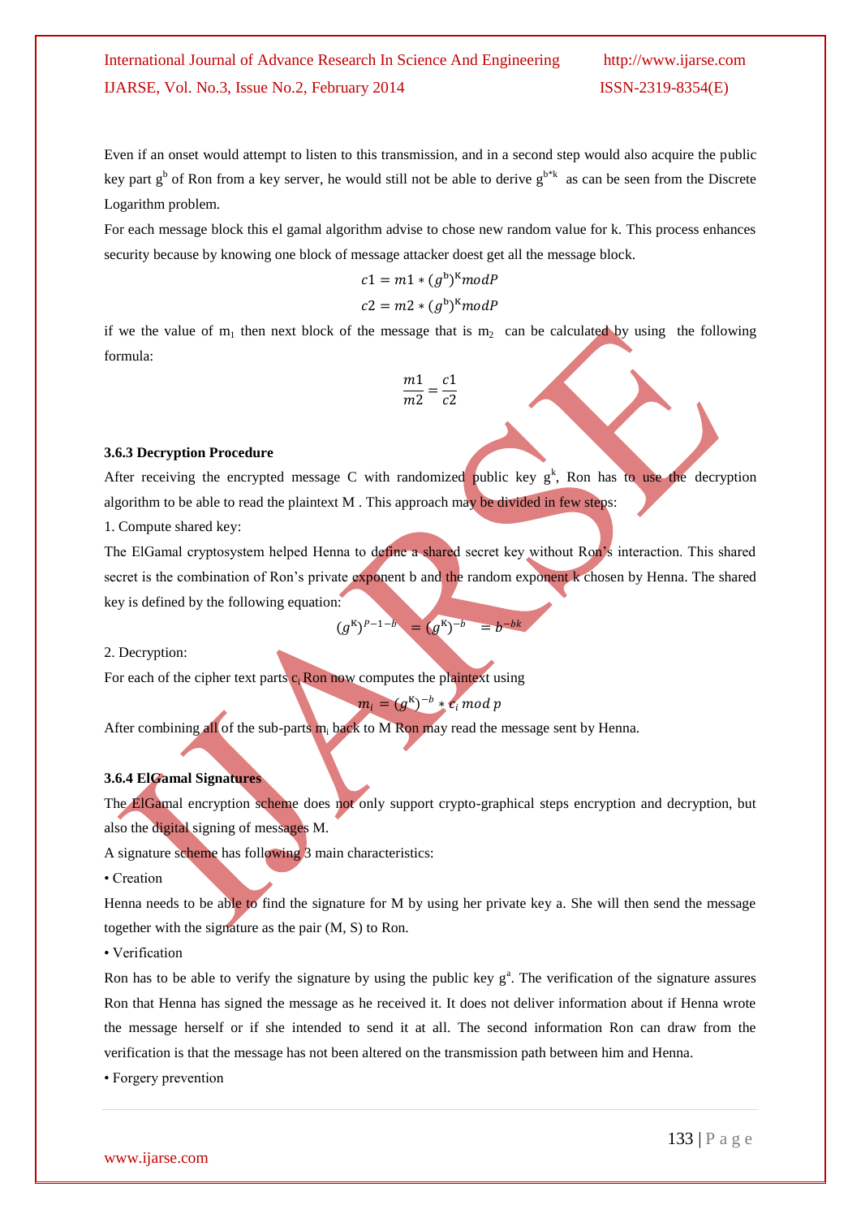Even if an onset would attempt to listen to this transmission, and in a second step would also acquire the public key part $g^b$ of Ron from a key server, he would still not be able to derive $g^{b*k}$ as can be seen from the Discrete Logarithm problem.

For each message block this el gamal algorithm advise to chose new random value for k. This process enhances security because by knowing one block of message attacker doest get all the message block.

$$c1 = m1 * (g^b)^K mod P$$

$$c2 = m2 * (g^b)^K mod P$$

if we the value of $m_1$ then next block of the message that is $m_2$ can be calculated by using the following formula:

$$\frac{m1}{m2} = \frac{c1}{c2}$$

### 3.6.3 Decryption Procedure

After receiving the encrypted message C with randomized public key $g^k$, Ron has to use the decryption algorithm to be able to read the plaintext M . This approach may be divided in few steps:

1. Compute shared key:

The ElGamal cryptosystem helped Henna to define a shared secret key without Ron's interaction. This shared secret is the combination of Ron's private exponent b and the random exponent k chosen by Henna. The shared key is defined by the following equation:

$$(g^K)^{P-1-b} = (g^K)^{-b} = b^{-bk}$$

2. Decryption:

For each of the cipher text parts $c_i$ Ron now computes the plaintext using

$$m_i = (g^K)^{-b} * c_i \mod p$$

After combining all of the sub-parts $m_i$ back to M Ron may read the message sent by Henna.

### 3.6.4 ElGamal Signatures

The ElGamal encryption scheme does not only support crypto-graphical steps encryption and decryption, but also the digital signing of messages M.

A signature scheme has following 3 main characteristics:

• Creation

Henna needs to be able to find the signature for M by using her private key a. She will then send the message together with the signature as the pair (M, S) to Ron.

• Verification

Ron has to be able to verify the signature by using the public key $g^a$. The verification of the signature assures Ron that Henna has signed the message as he received it. It does not deliver information about if Henna wrote the message herself or if she intended to send it at all. The second information Ron can draw from the verification is that the message has not been altered on the transmission path between him and Henna.

• Forgery prevention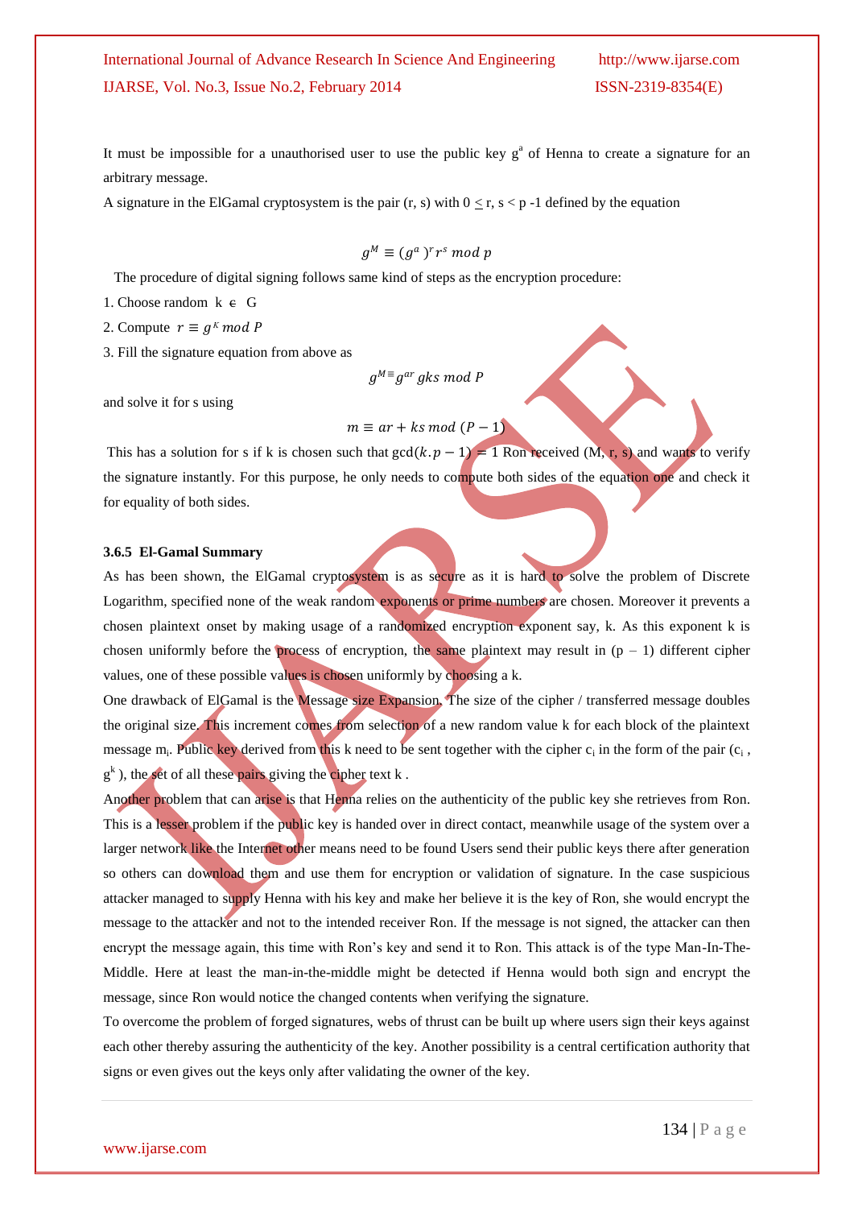It must be impossible for a unauthorised user to use the public key $g^a$ of Henna to create a signature for an arbitrary message.

A signature in the ElGamal cryptosystem is the pair (r, s) with $0 \leq r, s < p - 1$ defined by the equation

$$g^M \equiv (g^a)^r r^s \bmod p$$

The procedure of digital signing follows same kind of steps as the encryption procedure:

1. Choose random $k \in G$
2. Compute $r \equiv g^K \bmod P$
3. Fill the signature equation from above as

$$g^{M} \equiv g^{ar}\, gks \bmod P$$

and solve it for s using

$$m \equiv ar + ks \bmod (P-1)$$

This has a solution for s if k is chosen such that $\gcd(k.p-1) = 1$ Ron received (M, r, s) and wants to verify the signature instantly. For this purpose, he only needs to compute both sides of the equation one and check it for equality of both sides.

### 3.6.5 El-Gamal Summary

As has been shown, the ElGamal cryptosystem is as secure as it is hard to solve the problem of Discrete Logarithm, specified none of the weak random exponents or prime numbers are chosen. Moreover it prevents a chosen plaintext onset by making usage of a randomized encryption exponent say, k. As this exponent k is chosen uniformly before the process of encryption, the same plaintext may result in (p – 1) different cipher values, one of these possible values is chosen uniformly by choosing a k.

One drawback of ElGamal is the Message size Expansion. The size of the cipher / transferred message doubles the original size. This increment comes from selection of a new random value k for each block of the plaintext message $m_i$. Public key derived from this k need to be sent together with the cipher $c_i$ in the form of the pair ($c_i$ , $g^k$ ), the set of all these pairs giving the cipher text k .

Another problem that can arise is that Henna relies on the authenticity of the public key she retrieves from Ron. This is a lesser problem if the public key is handed over in direct contact, meanwhile usage of the system over a larger network like the Internet other means need to be found Users send their public keys there after generation so others can download them and use them for encryption or validation of signature. In the case suspicious attacker managed to supply Henna with his key and make her believe it is the key of Ron, she would encrypt the message to the attacker and not to the intended receiver Ron. If the message is not signed, the attacker can then encrypt the message again, this time with Ron's key and send it to Ron. This attack is of the type Man-In-The-Middle. Here at least the man-in-the-middle might be detected if Henna would both sign and encrypt the message, since Ron would notice the changed contents when verifying the signature.

To overcome the problem of forged signatures, webs of thrust can be built up where users sign their keys against each other thereby assuring the authenticity of the key. Another possibility is a central certification authority that signs or even gives out the keys only after validating the owner of the key.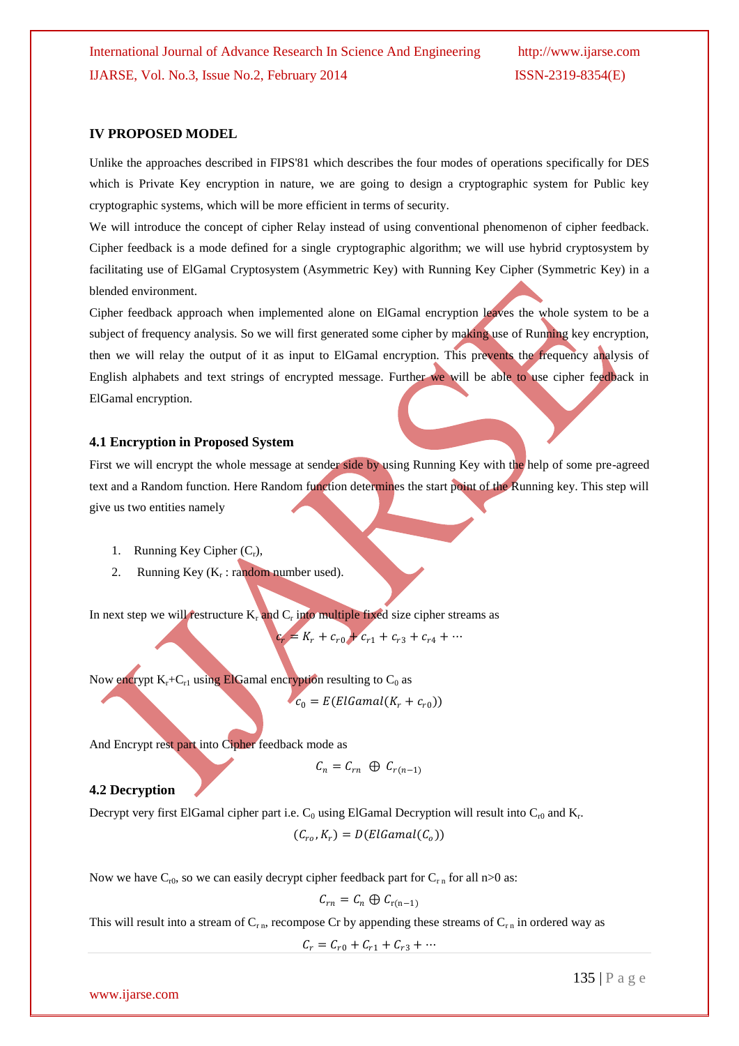## IV PROPOSED MODEL

Unlike the approaches described in FIPS'81 which describes the four modes of operations specifically for DES which is Private Key encryption in nature, we are going to design a cryptographic system for Public key cryptographic systems, which will be more efficient in terms of security.

We will introduce the concept of cipher Relay instead of using conventional phenomenon of cipher feedback. Cipher feedback is a mode defined for a single cryptographic algorithm; we will use hybrid cryptosystem by facilitating use of ElGamal Cryptosystem (Asymmetric Key) with Running Key Cipher (Symmetric Key) in a blended environment.

Cipher feedback approach when implemented alone on ElGamal encryption leaves the whole system to be a subject of frequency analysis. So we will first generated some cipher by making use of Running key encryption, then we will relay the output of it as input to ElGamal encryption. This prevents the frequency analysis of English alphabets and text strings of encrypted message. Further we will be able to use cipher feedback in ElGamal encryption.

### 4.1 Encryption in Proposed System

First we will encrypt the whole message at sender side by using Running Key with the help of some pre-agreed text and a Random function. Here Random function determines the start point of the Running key. This step will give us two entities namely

1. Running Key Cipher ($C_r$),
2. Running Key ($K_r$ : random number used).

In next step we will restructure $K_r$ and $C_r$ into multiple fixed size cipher streams as

$$c_r = K_r + c_{r0} + c_{r1} + c_{r3} + c_{r4} + \cdots$$

Now encrypt $K_r$+$C_{r1}$ using ElGamal encryption resulting to $C_0$ as

$$c_0 = E(ElGamal(K_r + c_{r0}))$$

And Encrypt rest part into Cipher feedback mode as

$$C_n = C_{rn} \oplus C_{r(n-1)}$$

### 4.2 Decryption

Decrypt very first ElGamal cipher part i.e. $C_0$ using ElGamal Decryption will result into $C_{r0}$ and $K_r$.

$$(C_{ro}, K_r) = D(ElGamal(C_o))$$

Now we have $C_{r0}$, so we can easily decrypt cipher feedback part for $C_{r\,n}$ for all n>0 as:

$$C_{rn} = C_n \oplus C_{r(n-1)}$$

This will result into a stream of $C_{r\,n}$, recompose Cr by appending these streams of $C_{r\,n}$ in ordered way as

$$C_r = C_{r0} + C_{r1} + C_{r3} + \cdots$$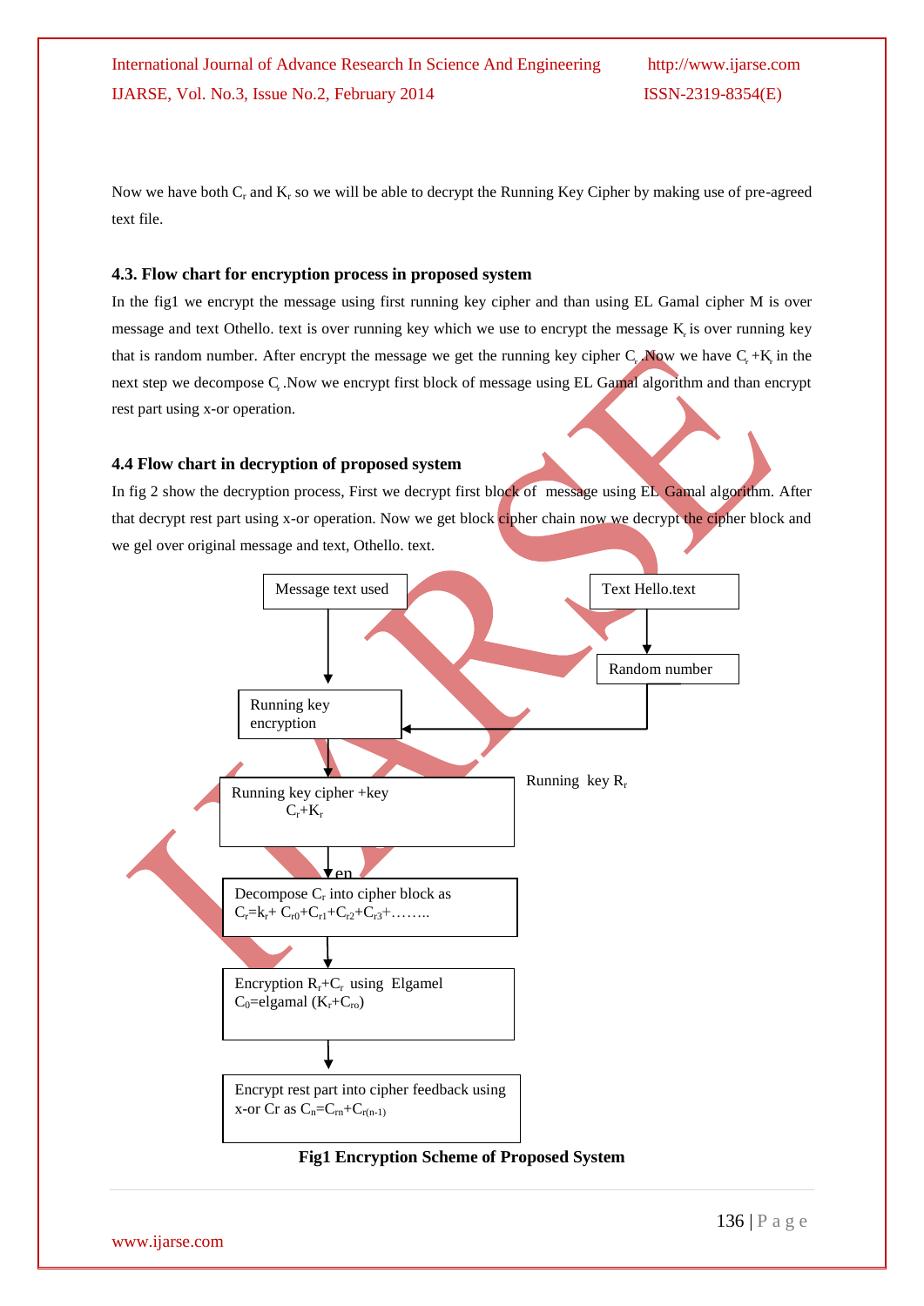Now we have both $C_r$ and $K_r$ so we will be able to decrypt the Running Key Cipher by making use of pre-agreed text file.

### 4.3. Flow chart for encryption process in proposed system

In the fig1 we encrypt the message using first running key cipher and than using EL Gamal cipher M is over message and text Othello. text is over running key which we use to encrypt the message $K_r$ is over running key that is random number. After encrypt the message we get the running key cipher $C_r$ .Now we have $C_r$ +$K_r$ in the next step we decompose $C_r$ .Now we encrypt first block of message using EL Gamal algorithm and than encrypt rest part using x-or operation.

### 4.4 Flow chart in decryption of proposed system

In fig 2 show the decryption process, First we decrypt first block of message using EL Gamal algorithm. After that decrypt rest part using x-or operation. Now we get block cipher chain now we decrypt the cipher block and we gel over original message and text, Othello. text.

Message text used → Running key encryption

Text Hello.text → Random number → Running key encryption

Running key encryption → Running key cipher +key $C_r$+$K_r$ (Running key $R_r$)

→ Decompose $C_r$ into cipher block as $C_r$=$k_r$+ $C_{r0}$+$C_{r1}$+$C_{r2}$+$C_{r3}$+……..

→ Encryption $R_r$+$C_r$ using Elgamel $C_0$=elgamal ($K_r$+$C_{ro}$)

→ Encrypt rest part into cipher feedback using x-or Cr as $C_n$=$C_{rn}$+$C_{r(n-1)}$

**Fig1 Encryption Scheme of Proposed System**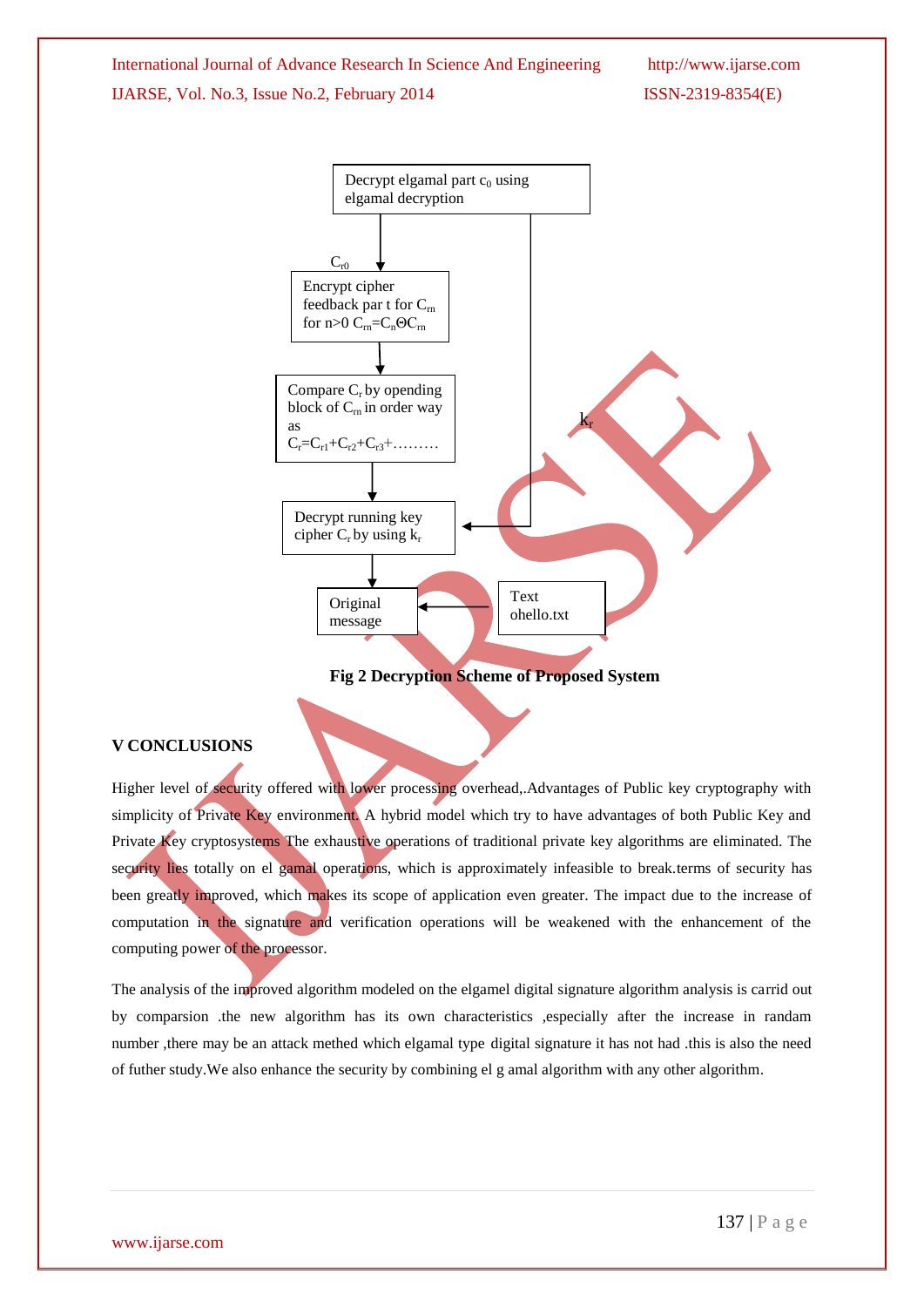Decrypt elgamal part $c_0$ using elgamal decryption

$C_{r0}$

Encrypt cipher feedback par t for $C_{rn}$ for n>0 $C_{rn}$=$C_n\Theta C_{rn}$

Compare $C_r$ by opending block of $C_{rn}$ in order way as $C_r$=$C_{r1}$+$C_{r2}$+$C_{r3}$+………

$k_r$

Decrypt running key cipher $C_r$ by using $k_r$

Original message

Text ohello.txt

**Fig 2 Decryption Scheme of Proposed System**

## V CONCLUSIONS

Higher level of security offered with lower processing overhead,.Advantages of Public key cryptography with simplicity of Private Key environment. A hybrid model which try to have advantages of both Public Key and Private Key cryptosystems The exhaustive operations of traditional private key algorithms are eliminated. The security lies totally on el gamal operations, which is approximately infeasible to break.terms of security has been greatly improved, which makes its scope of application even greater. The impact due to the increase of computation in the signature and verification operations will be weakened with the enhancement of the computing power of the processor.

The analysis of the improved algorithm modeled on the elgamel digital signature algorithm analysis is carrid out by comparsion .the new algorithm has its own characteristics ,especially after the increase in randam number ,there may be an attack methed which elgamal type digital signature it has not had .this is also the need of futher study.We also enhance the security by combining el g amal algorithm with any other algorithm.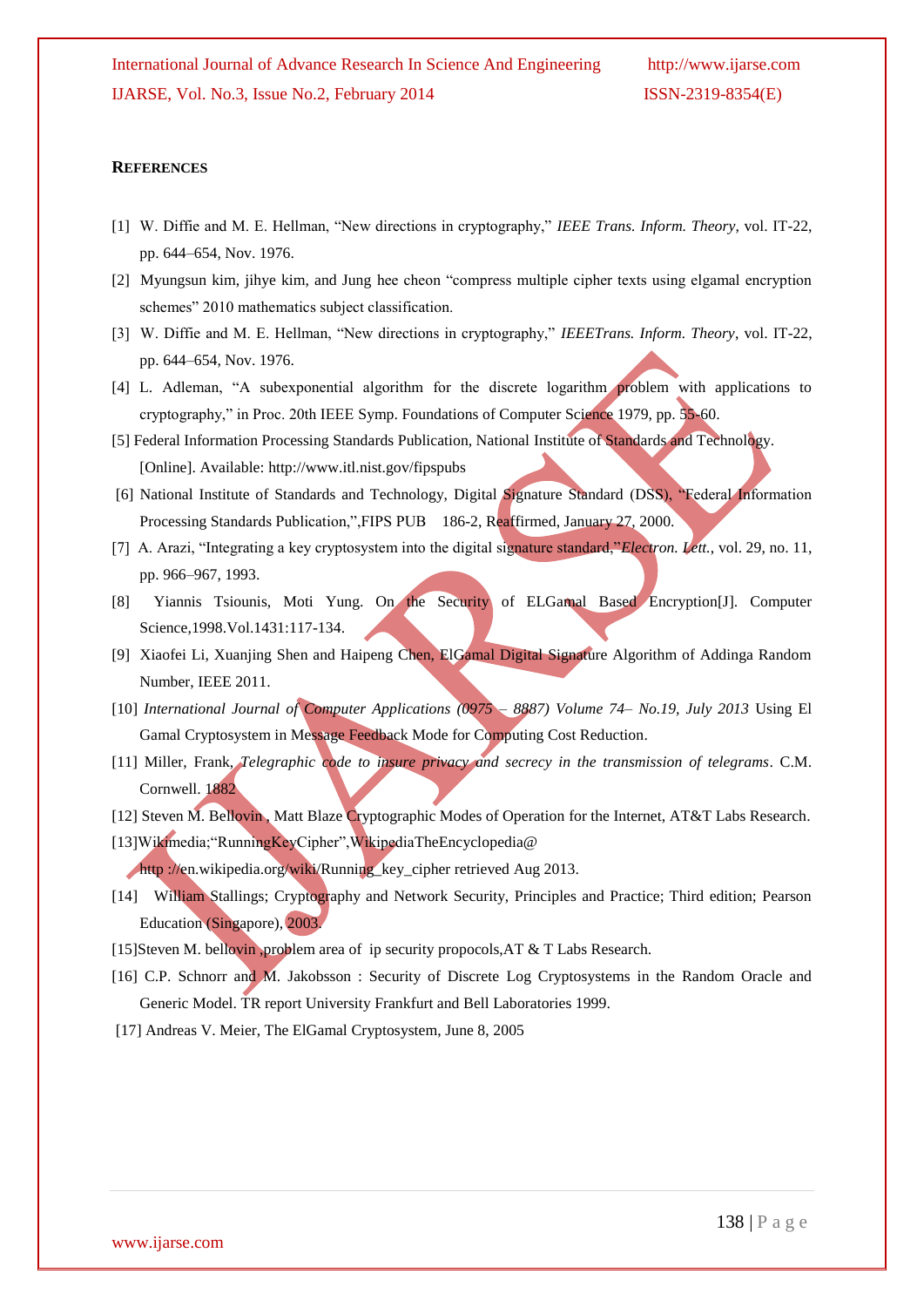## REFERENCES

[1] W. Diffie and M. E. Hellman, "New directions in cryptography," *IEEE Trans. Inform. Theory*, vol. IT-22, pp. 644–654, Nov. 1976.

[2] Myungsun kim, jihye kim, and Jung hee cheon "compress multiple cipher texts using elgamal encryption schemes" 2010 mathematics subject classification.

[3] W. Diffie and M. E. Hellman, "New directions in cryptography," *IEEETrans. Inform. Theory*, vol. IT-22, pp. 644–654, Nov. 1976.

[4] L. Adleman, "A subexponential algorithm for the discrete logarithm problem with applications to cryptography," in Proc. 20th IEEE Symp. Foundations of Computer Science 1979, pp. 55-60.

[5] Federal Information Processing Standards Publication, National Institute of Standards and Technology. [Online]. Available: http://www.itl.nist.gov/fipspubs

[6] National Institute of Standards and Technology, Digital Signature Standard (DSS), "Federal Information Processing Standards Publication,",FIPS PUB 186-2, Reaffirmed, January 27, 2000.

[7] A. Arazi, "Integrating a key cryptosystem into the digital signature standard,"*Electron. Lett.*, vol. 29, no. 11, pp. 966–967, 1993.

[8] Yiannis Tsiounis, Moti Yung. On the Security of ELGamal Based Encryption[J]. Computer Science,1998.Vol.1431:117-134.

[9] Xiaofei Li, Xuanjing Shen and Haipeng Chen, ElGamal Digital Signature Algorithm of Addinga Random Number, IEEE 2011.

[10] *International Journal of Computer Applications (0975 – 8887) Volume 74– No.19, July 2013* Using El Gamal Cryptosystem in Message Feedback Mode for Computing Cost Reduction.

[11] Miller, Frank, *Telegraphic code to insure privacy and secrecy in the transmission of telegrams*. C.M. Cornwell. 1882

[12] Steven M. Bellovin , Matt Blaze Cryptographic Modes of Operation for the Internet, AT&T Labs Research.

[13]Wikimedia;"RunningKeyCipher",WikipediaTheEncyclopedia@ http ://en.wikipedia.org/wiki/Running_key_cipher retrieved Aug 2013.

[14] William Stallings; Cryptography and Network Security, Principles and Practice; Third edition; Pearson Education (Singapore), 2003.

[15]Steven M. bellovin ,problem area of ip security propocols,AT & T Labs Research.

[16] C.P. Schnorr and M. Jakobsson : Security of Discrete Log Cryptosystems in the Random Oracle and Generic Model. TR report University Frankfurt and Bell Laboratories 1999.

[17] Andreas V. Meier, The ElGamal Cryptosystem, June 8, 2005